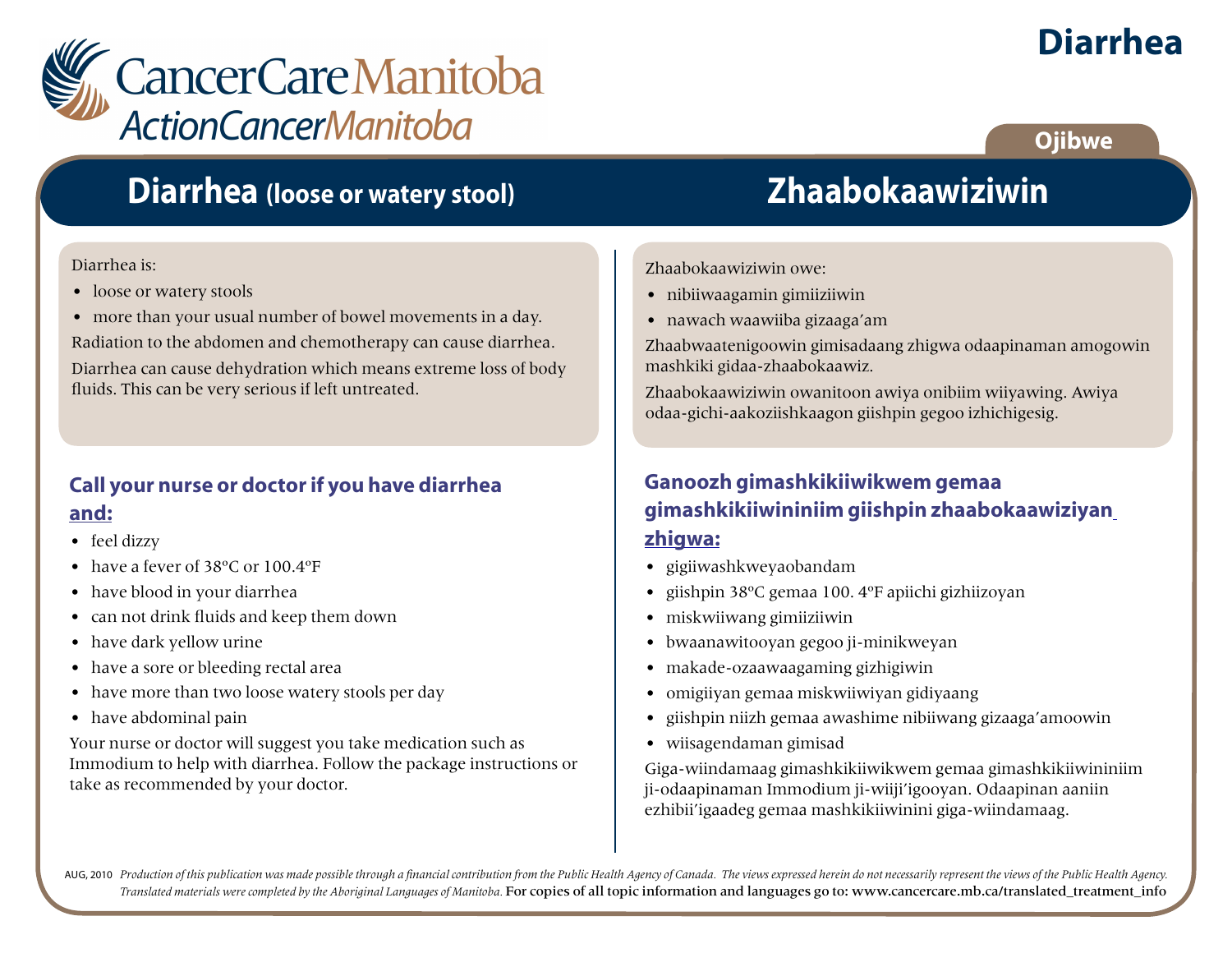# Diarrhea

CancerCare Manitoba
ActionCancerManitoba

Ojibwe

## Diarrhea (loose or watery stool)

Diarrhea is:

- loose or watery stools
- more than your usual number of bowel movements in a day.

Radiation to the abdomen and chemotherapy can cause diarrhea.

Diarrhea can cause dehydration which means extreme loss of body fluids. This can be very serious if left untreated.

### Call your nurse or doctor if you have diarrhea <u>and:</u>

- feel dizzy
- have a fever of 38ºC or 100.4ºF
- have blood in your diarrhea
- can not drink fluids and keep them down
- have dark yellow urine
- have a sore or bleeding rectal area
- have more than two loose watery stools per day
- have abdominal pain

Your nurse or doctor will suggest you take medication such as Immodium to help with diarrhea. Follow the package instructions or take as recommended by your doctor.

## Zhaabokaawiziwin

Zhaabokaawiziwin owe:

- nibiiwaagamin gimiiziiwin
- nawach waawiiba gizaaga'am

Zhaabwaatenigoowin gimisadaang zhigwa odaapinaman amogowin mashkiki gidaa-zhaabokaawiz.

Zhaabokaawiziwin owanitoon awiya onibiim wiiyawing. Awiya odaa-gichi-aakoziishkaagon giishpin gegoo izhichigesig.

### Ganoozh gimashkikiiwikwem gemaa gimashkikiiwininiim giishpin zhaabokaawiziyan <u>zhigwa:</u>

- gigiiwashkweyaobandam
- giishpin 38ºC gemaa 100. 4ºF apiichi gizhiizoyan
- miskwiiwang gimiiziiwin
- bwaanawitooyan gegoo ji-minikweyan
- makade-ozaawaagaming gizhigiwin
- omigiiyan gemaa miskwiiwiyan gidiyaang
- giishpin niizh gemaa awashime nibiiwang gizaaga'amoowin
- wiisagendaman gimisad

Giga-wiindamaag gimashkikiiwikwem gemaa gimashkikiiwininiim ji-odaapinaman Immodium ji-wiiji'igooyan. Odaapinan aaniin ezhibii'igaadeg gemaa mashkikiiwinini giga-wiindamaag.

AUG, 2010 *Production of this publication was made possible through a financial contribution from the Public Health Agency of Canada. The views expressed herein do not necessarily represent the views of the Public Health Agency. Translated materials were completed by the Aboriginal Languages of Manitoba.* For copies of all topic information and languages go to: www.cancercare.mb.ca/translated_treatment_info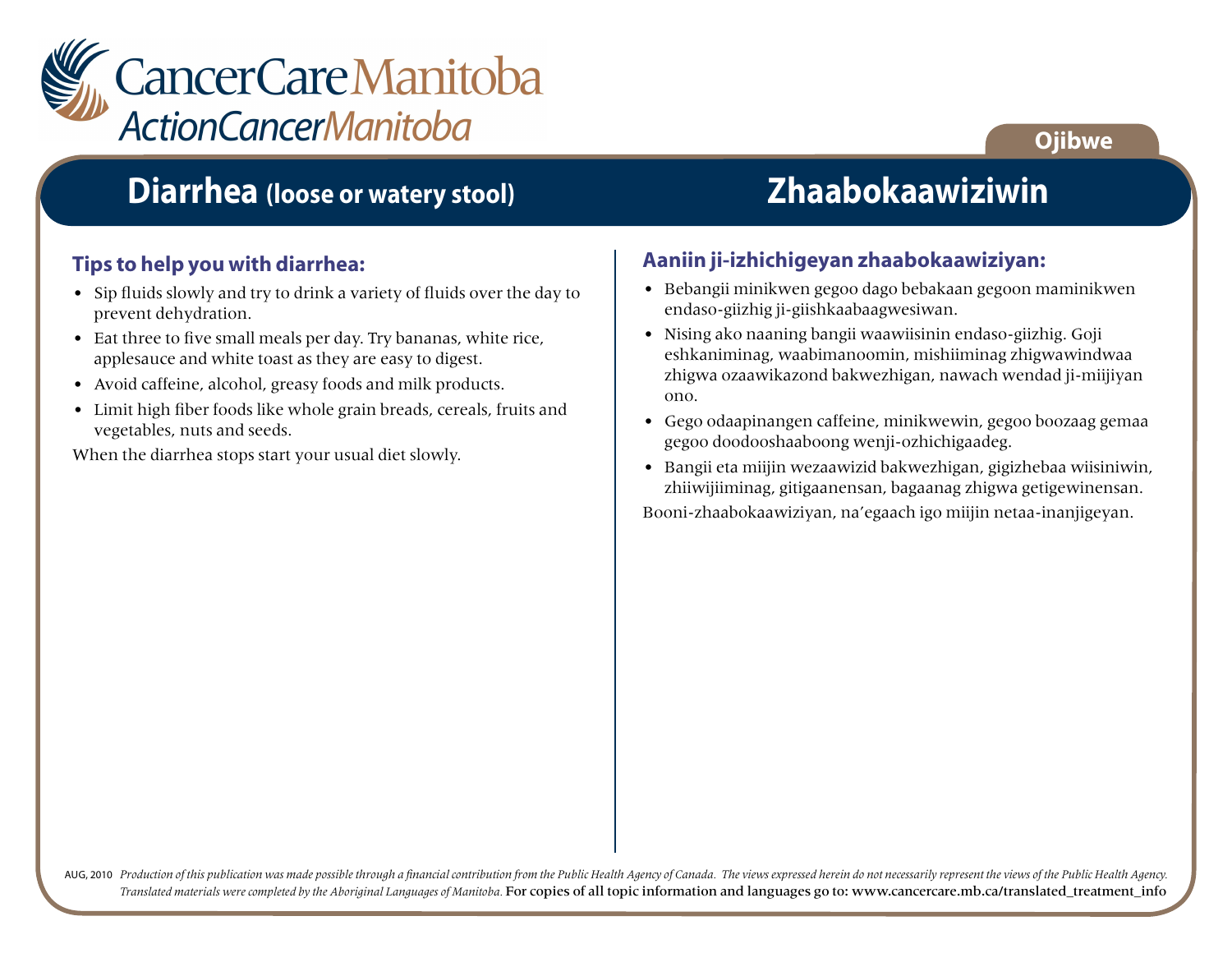CancerCare Manitoba
ActionCancerManitoba

Ojibwe

## Diarrhea (loose or watery stool)

### Tips to help you with diarrhea:

- Sip fluids slowly and try to drink a variety of fluids over the day to prevent dehydration.
- Eat three to five small meals per day. Try bananas, white rice, applesauce and white toast as they are easy to digest.
- Avoid caffeine, alcohol, greasy foods and milk products.
- Limit high fiber foods like whole grain breads, cereals, fruits and vegetables, nuts and seeds.

When the diarrhea stops start your usual diet slowly.

## Zhaabokaawiziwin

### Aaniin ji-izhichigeyan zhaabokaawiziyan:

- Bebangii minikwen gegoo dago bebakaan gegoon maminikwen endaso-giizhig ji-giishkaabaagwesiwan.
- Nising ako naaning bangii waawiisinin endaso-giizhig. Goji eshkaniminag, waabimanoomin, mishiiminag zhigwawindwaa zhigwa ozaawikazond bakwezhigan, nawach wendad ji-miijiyan ono.
- Gego odaapinangen caffeine, minikwewin, gegoo boozaag gemaa gegoo doodooshaaboong wenji-ozhichigaadeg.
- Bangii eta miijin wezaawizid bakwezhigan, gigizhebaa wiisiniwin, zhiiwijiiminag, gitigaanensan, bagaanag zhigwa getigewinensan.

Booni-zhaabokaawiziyan, na'egaach igo miijin netaa-inanjigeyan.

AUG, 2010 *Production of this publication was made possible through a financial contribution from the Public Health Agency of Canada. The views expressed herein do not necessarily represent the views of the Public Health Agency. Translated materials were completed by the Aboriginal Languages of Manitoba.* For copies of all topic information and languages go to: www.cancercare.mb.ca/translated_treatment_info